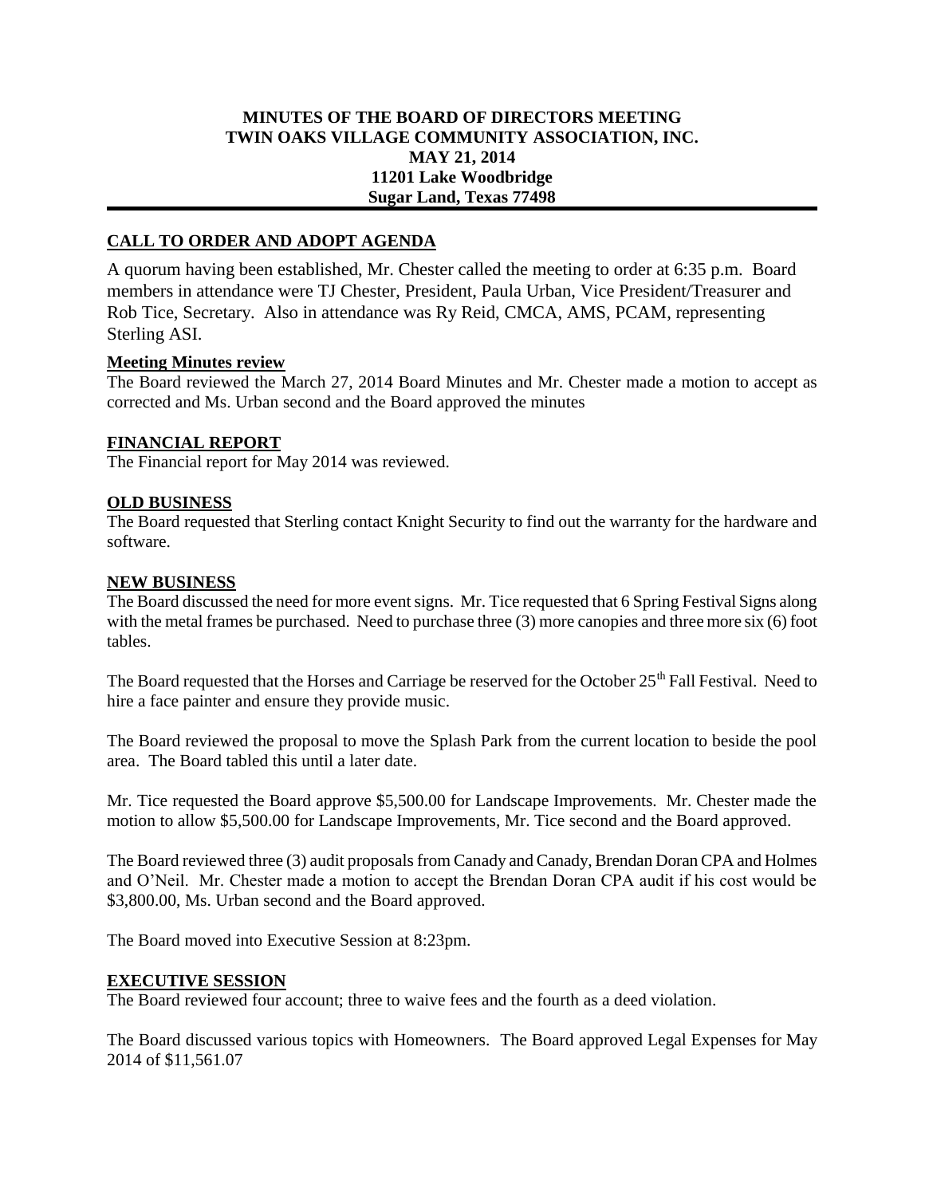**MINUTES OF THE BOARD OF DIRECTORS MEETING**
**TWIN OAKS VILLAGE COMMUNITY ASSOCIATION, INC.**
**MAY 21, 2014**
**11201 Lake Woodbridge**
**Sugar Land, Texas 77498**

## CALL TO ORDER AND ADOPT AGENDA

A quorum having been established, Mr. Chester called the meeting to order at 6:35 p.m. Board members in attendance were TJ Chester, President, Paula Urban, Vice President/Treasurer and Rob Tice, Secretary. Also in attendance was Ry Reid, CMCA, AMS, PCAM, representing Sterling ASI.

### Meeting Minutes review

The Board reviewed the March 27, 2014 Board Minutes and Mr. Chester made a motion to accept as corrected and Ms. Urban second and the Board approved the minutes

## FINANCIAL REPORT

The Financial report for May 2014 was reviewed.

## OLD BUSINESS

The Board requested that Sterling contact Knight Security to find out the warranty for the hardware and software.

## NEW BUSINESS

The Board discussed the need for more event signs. Mr. Tice requested that 6 Spring Festival Signs along with the metal frames be purchased. Need to purchase three (3) more canopies and three more six (6) foot tables.

The Board requested that the Horses and Carriage be reserved for the October 25th Fall Festival. Need to hire a face painter and ensure they provide music.

The Board reviewed the proposal to move the Splash Park from the current location to beside the pool area. The Board tabled this until a later date.

Mr. Tice requested the Board approve $5,500.00 for Landscape Improvements. Mr. Chester made the motion to allow $5,500.00 for Landscape Improvements, Mr. Tice second and the Board approved.

The Board reviewed three (3) audit proposals from Canady and Canady, Brendan Doran CPA and Holmes and O'Neil. Mr. Chester made a motion to accept the Brendan Doran CPA audit if his cost would be $3,800.00, Ms. Urban second and the Board approved.

The Board moved into Executive Session at 8:23pm.

## EXECUTIVE SESSION

The Board reviewed four account; three to waive fees and the fourth as a deed violation.

The Board discussed various topics with Homeowners. The Board approved Legal Expenses for May 2014 of $11,561.07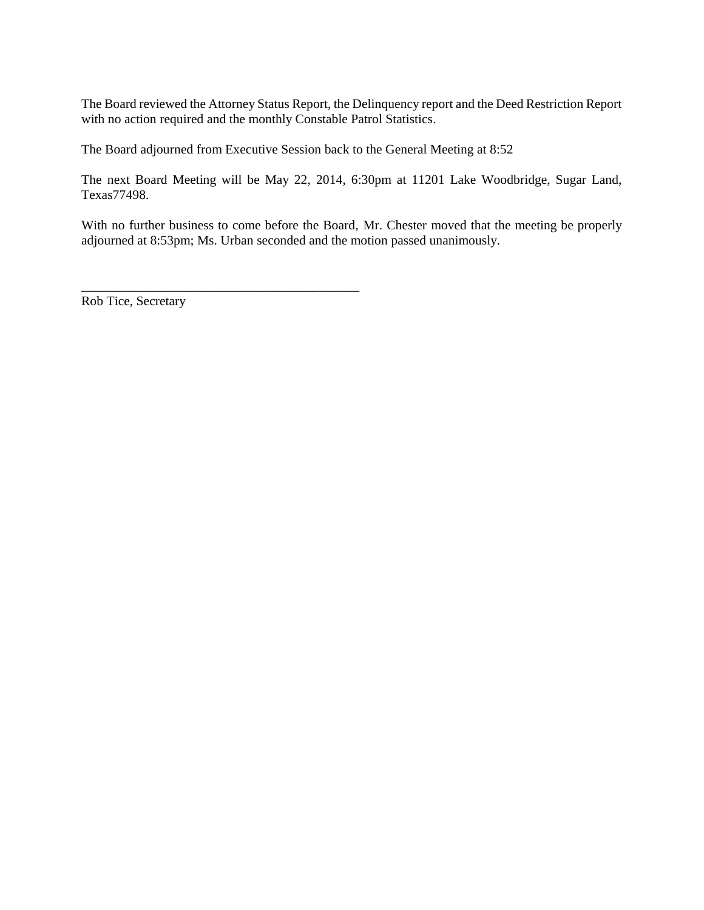The Board reviewed the Attorney Status Report, the Delinquency report and the Deed Restriction Report with no action required and the monthly Constable Patrol Statistics.

The Board adjourned from Executive Session back to the General Meeting at 8:52

The next Board Meeting will be May 22, 2014, 6:30pm at 11201 Lake Woodbridge, Sugar Land, Texas77498.

With no further business to come before the Board, Mr. Chester moved that the meeting be properly adjourned at 8:53pm; Ms. Urban seconded and the motion passed unanimously.

____________________________________________
Rob Tice, Secretary